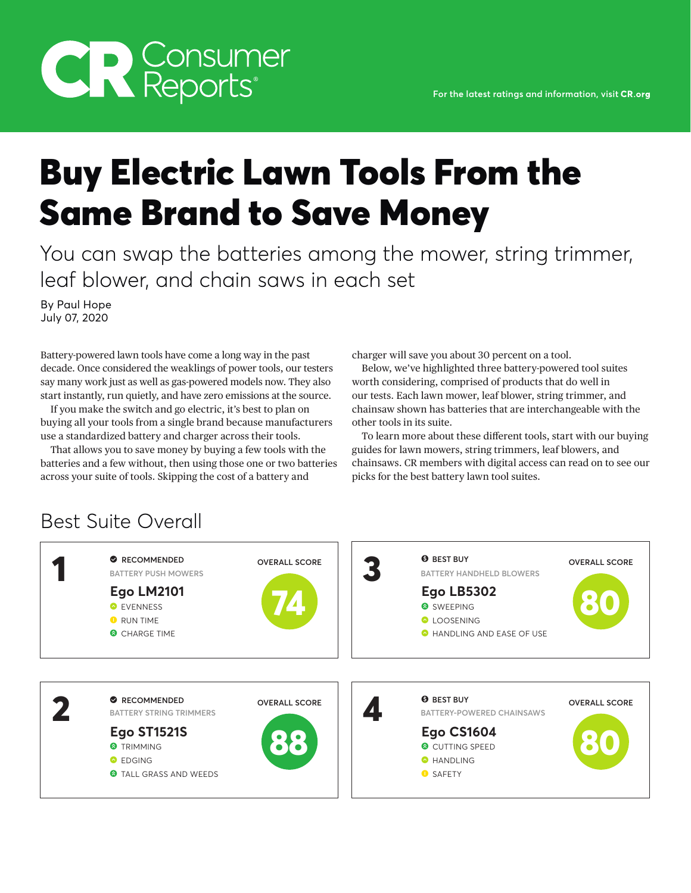# Buy Electric Lawn Tools From the Same Brand to Save Money

## You can swap the batteries among the mower, string trimmer, leaf blower, and chain saws in each set

By Paul Hope
July 07, 2020

Battery-powered lawn tools have come a long way in the past decade. Once considered the weaklings of power tools, our testers say many work just as well as gas-powered models now. They also start instantly, run quietly, and have zero emissions at the source.

If you make the switch and go electric, it's best to plan on buying all your tools from a single brand because manufacturers use a standardized battery and charger across their tools.

That allows you to save money by buying a few tools with the batteries and a few without, then using those one or two batteries across your suite of tools. Skipping the cost of a battery and charger will save you about 30 percent on a tool.

Below, we've highlighted three battery-powered tool suites worth considering, comprised of products that do well in our tests. Each lawn mower, leaf blower, string trimmer, and chainsaw shown has batteries that are interchangeable with the other tools in its suite.

To learn more about these different tools, start with our buying guides for lawn mowers, string trimmers, leaf blowers, and chainsaws. CR members with digital access can read on to see our picks for the best battery lawn tool suites.

## Best Suite Overall

**1**

RECOMMENDED
BATTERY PUSH MOWERS

**Ego LM2101**

- EVENNESS
- RUN TIME
- CHARGE TIME

OVERALL SCORE **74**

**2**

RECOMMENDED
BATTERY STRING TRIMMERS

**Ego ST1521S**

- TRIMMING
- EDGING
- TALL GRASS AND WEEDS

OVERALL SCORE **88**

**3**

BEST BUY
BATTERY HANDHELD BLOWERS

**Ego LB5302**

- SWEEPING
- LOOSENING
- HANDLING AND EASE OF USE

OVERALL SCORE **80**

**4**

BEST BUY
BATTERY-POWERED CHAINSAWS

**Ego CS1604**

- CUTTING SPEED
- HANDLING
- SAFETY

OVERALL SCORE **80**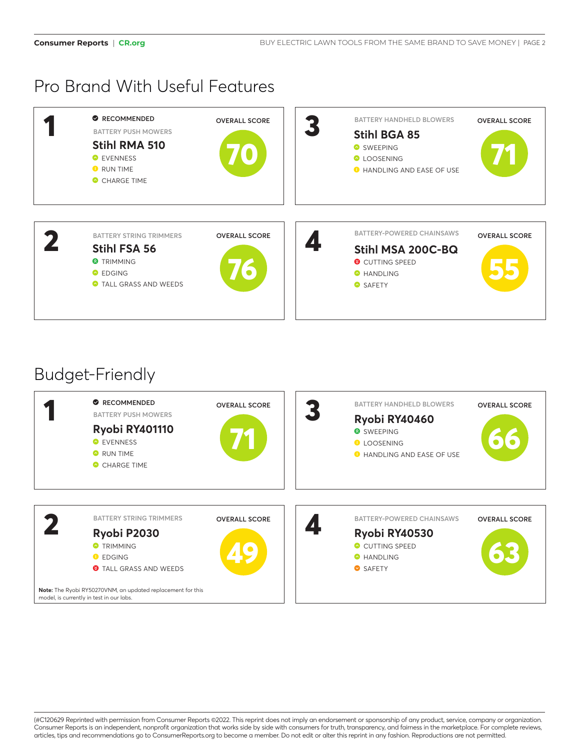## Pro Brand With Useful Features

**1**

RECOMMENDED

BATTERY PUSH MOWERS

**Stihl RMA 510**

- EVENNESS
- RUN TIME
- CHARGE TIME

OVERALL SCORE **70**

**2**

BATTERY STRING TRIMMERS

**Stihl FSA 56**

- TRIMMING
- EDGING
- TALL GRASS AND WEEDS

OVERALL SCORE **76**

**3**

BATTERY HANDHELD BLOWERS

**Stihl BGA 85**

- SWEEPING
- LOOSENING
- HANDLING AND EASE OF USE

OVERALL SCORE **71**

**4**

BATTERY-POWERED CHAINSAWS

**Stihl MSA 200C-BQ**

- CUTTING SPEED
- HANDLING
- SAFETY

OVERALL SCORE **55**

## Budget-Friendly

**1**

RECOMMENDED

BATTERY PUSH MOWERS

**Ryobi RY401110**

- EVENNESS
- RUN TIME
- CHARGE TIME

OVERALL SCORE **71**

**2**

BATTERY STRING TRIMMERS

**Ryobi P2030**

- TRIMMING
- EDGING
- TALL GRASS AND WEEDS

OVERALL SCORE **49**

**Note:** The Ryobi RY50270VNM, an updated replacement for this model, is currently in test in our labs.

**3**

BATTERY HANDHELD BLOWERS

**Ryobi RY40460**

- SWEEPING
- LOOSENING
- HANDLING AND EASE OF USE

OVERALL SCORE **66**

**4**

BATTERY-POWERED CHAINSAWS

**Ryobi RY40530**

- CUTTING SPEED
- HANDLING
- SAFETY

OVERALL SCORE **63**

(#C120629 Reprinted with permission from Consumer Reports ©2022. This reprint does not imply an endorsement or sponsorship of any product, service, company or organization. Consumer Reports is an independent, nonprofit organization that works side by side with consumers for truth, transparency, and fairness in the marketplace. For complete reviews, articles, tips and recommendations go to ConsumerReports.org to become a member. Do not edit or alter this reprint in any fashion. Reproductions are not permitted.